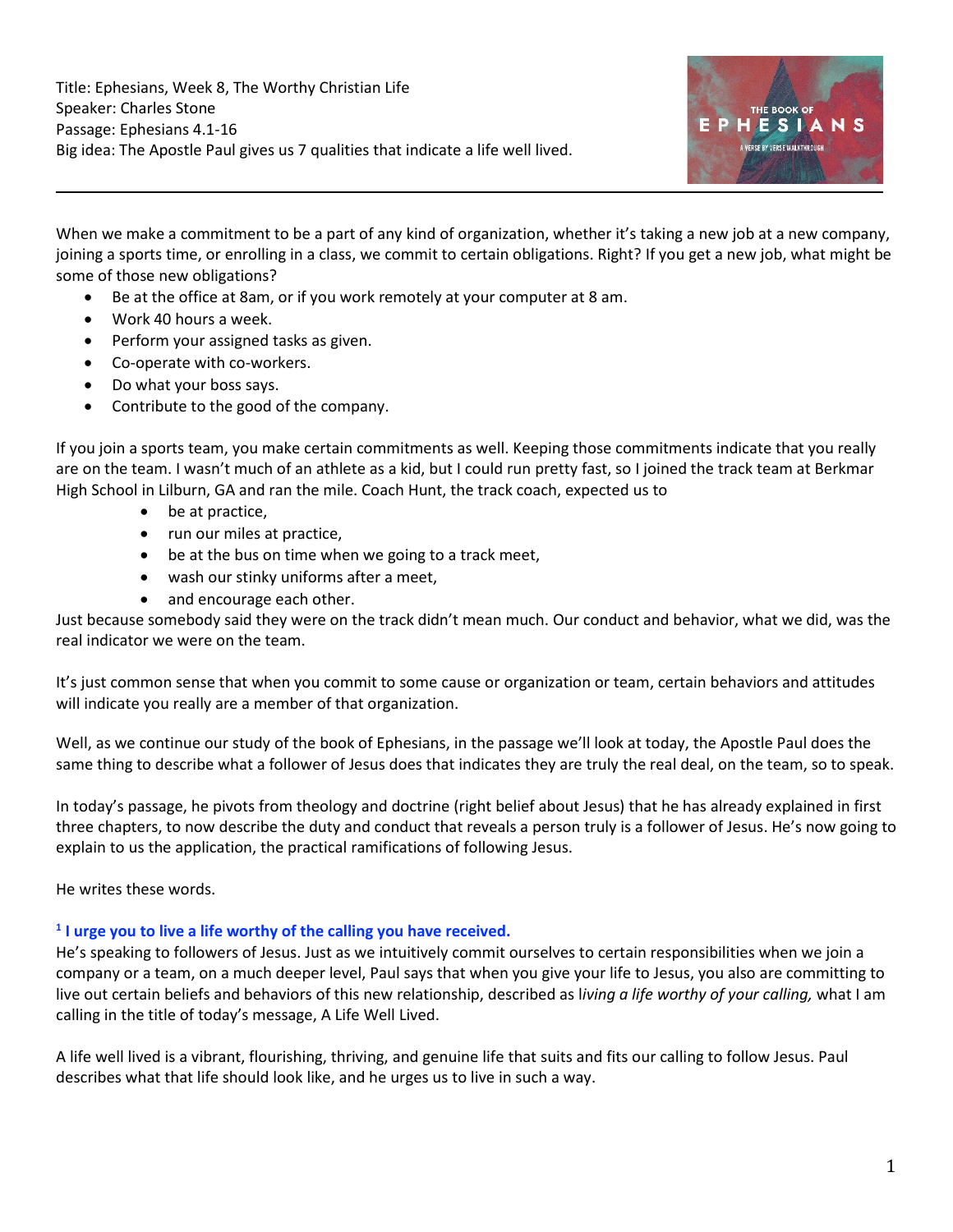Title: Ephesians, Week 8, The Worthy Christian Life
Speaker: Charles Stone
Passage: Ephesians 4.1-16
Big idea: The Apostle Paul gives us 7 qualities that indicate a life well lived.

---

When we make a commitment to be a part of any kind of organization, whether it's taking a new job at a new company, joining a sports time, or enrolling in a class, we commit to certain obligations. Right? If you get a new job, what might be some of those new obligations?

- Be at the office at 8am, or if you work remotely at your computer at 8 am.
- Work 40 hours a week.
- Perform your assigned tasks as given.
- Co-operate with co-workers.
- Do what your boss says.
- Contribute to the good of the company.

If you join a sports team, you make certain commitments as well. Keeping those commitments indicate that you really are on the team. I wasn't much of an athlete as a kid, but I could run pretty fast, so I joined the track team at Berkmar High School in Lilburn, GA and ran the mile. Coach Hunt, the track coach, expected us to

- be at practice,
- run our miles at practice,
- be at the bus on time when we going to a track meet,
- wash our stinky uniforms after a meet,
- and encourage each other.

Just because somebody said they were on the track didn't mean much. Our conduct and behavior, what we did, was the real indicator we were on the team.

It's just common sense that when you commit to some cause or organization or team, certain behaviors and attitudes will indicate you really are a member of that organization.

Well, as we continue our study of the book of Ephesians, in the passage we'll look at today, the Apostle Paul does the same thing to describe what a follower of Jesus does that indicates they are truly the real deal, on the team, so to speak.

In today's passage, he pivots from theology and doctrine (right belief about Jesus) that he has already explained in first three chapters, to now describe the duty and conduct that reveals a person truly is a follower of Jesus. He's now going to explain to us the application, the practical ramifications of following Jesus.

He writes these words.

**[1] I urge you to live a life worthy of the calling you have received.**
He's speaking to followers of Jesus. Just as we intuitively commit ourselves to certain responsibilities when we join a company or a team, on a much deeper level, Paul says that when you give your life to Jesus, you also are committing to live out certain beliefs and behaviors of this new relationship, described as l*iving a life worthy of your calling,* what I am calling in the title of today's message, A Life Well Lived.

A life well lived is a vibrant, flourishing, thriving, and genuine life that suits and fits our calling to follow Jesus. Paul describes what that life should look like, and he urges us to live in such a way.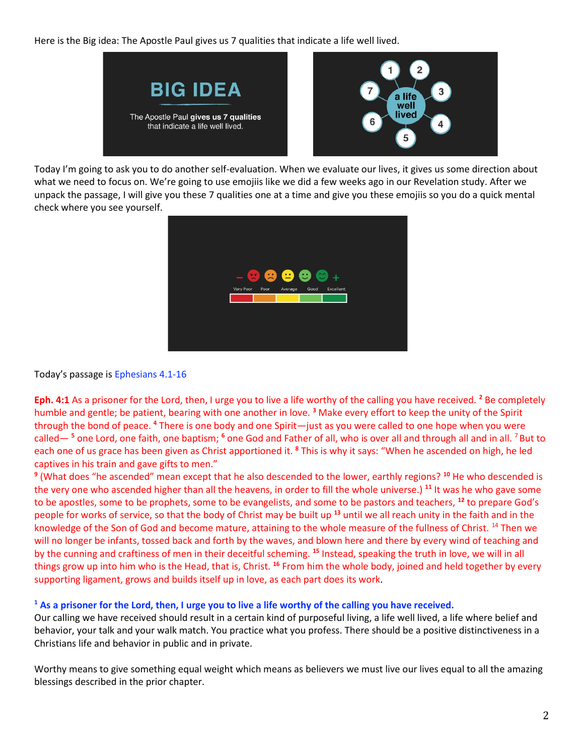Here is the Big idea: The Apostle Paul gives us 7 qualities that indicate a life well lived.

Today I'm going to ask you to do another self-evaluation. When we evaluate our lives, it gives us some direction about what we need to focus on. We're going to use emojiis like we did a few weeks ago in our Revelation study. After we unpack the passage, I will give you these 7 qualities one at a time and give you these emojiis so you do a quick mental check where you see yourself.

Today's passage is Ephesians 4.1-16

**Eph. 4:1** As a prisoner for the Lord, then, I urge you to live a life worthy of the calling you have received. [2] Be completely humble and gentle; be patient, bearing with one another in love. [3] Make every effort to keep the unity of the Spirit through the bond of peace. [4] There is one body and one Spirit—just as you were called to one hope when you were called— [5] one Lord, one faith, one baptism; [6] one God and Father of all, who is over all and through all and in all. [7] But to each one of us grace has been given as Christ apportioned it. [8] This is why it says: "When he ascended on high, he led captives in his train and gave gifts to men."
[9] (What does "he ascended" mean except that he also descended to the lower, earthly regions? [10] He who descended is the very one who ascended higher than all the heavens, in order to fill the whole universe.) [11] It was he who gave some to be apostles, some to be prophets, some to be evangelists, and some to be pastors and teachers, [12] to prepare God's people for works of service, so that the body of Christ may be built up [13] until we all reach unity in the faith and in the knowledge of the Son of God and become mature, attaining to the whole measure of the fullness of Christ. [14] Then we will no longer be infants, tossed back and forth by the waves, and blown here and there by every wind of teaching and by the cunning and craftiness of men in their deceitful scheming. [15] Instead, speaking the truth in love, we will in all things grow up into him who is the Head, that is, Christ. [16] From him the whole body, joined and held together by every supporting ligament, grows and builds itself up in love, as each part does its work.

**[1] As a prisoner for the Lord, then, I urge you to live a life worthy of the calling you have received.**
Our calling we have received should result in a certain kind of purposeful living, a life well lived, a life where belief and behavior, your talk and your walk match. You practice what you profess. There should be a positive distinctiveness in a Christians life and behavior in public and in private.

Worthy means to give something equal weight which means as believers we must live our lives equal to all the amazing blessings described in the prior chapter.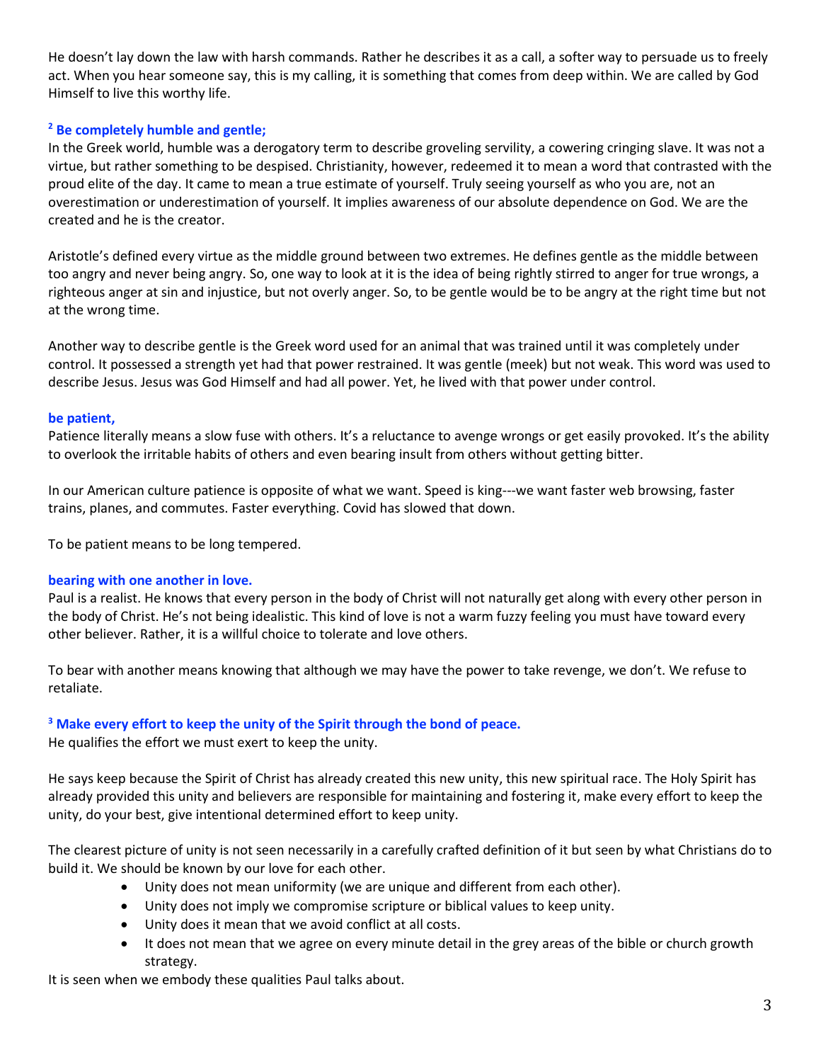He doesn't lay down the law with harsh commands. Rather he describes it as a call, a softer way to persuade us to freely act. When you hear someone say, this is my calling, it is something that comes from deep within. We are called by God Himself to live this worthy life.

**[2] Be completely humble and gentle;**

In the Greek world, humble was a derogatory term to describe groveling servility, a cowering cringing slave. It was not a virtue, but rather something to be despised. Christianity, however, redeemed it to mean a word that contrasted with the proud elite of the day. It came to mean a true estimate of yourself. Truly seeing yourself as who you are, not an overestimation or underestimation of yourself. It implies awareness of our absolute dependence on God. We are the created and he is the creator.

Aristotle's defined every virtue as the middle ground between two extremes. He defines gentle as the middle between too angry and never being angry. So, one way to look at it is the idea of being rightly stirred to anger for true wrongs, a righteous anger at sin and injustice, but not overly anger. So, to be gentle would be to be angry at the right time but not at the wrong time.

Another way to describe gentle is the Greek word used for an animal that was trained until it was completely under control. It possessed a strength yet had that power restrained. It was gentle (meek) but not weak. This word was used to describe Jesus. Jesus was God Himself and had all power. Yet, he lived with that power under control.

**be patient,**

Patience literally means a slow fuse with others. It's a reluctance to avenge wrongs or get easily provoked. It's the ability to overlook the irritable habits of others and even bearing insult from others without getting bitter.

In our American culture patience is opposite of what we want. Speed is king---we want faster web browsing, faster trains, planes, and commutes. Faster everything. Covid has slowed that down.

To be patient means to be long tempered.

**bearing with one another in love.**

Paul is a realist. He knows that every person in the body of Christ will not naturally get along with every other person in the body of Christ. He's not being idealistic. This kind of love is not a warm fuzzy feeling you must have toward every other believer. Rather, it is a willful choice to tolerate and love others.

To bear with another means knowing that although we may have the power to take revenge, we don't. We refuse to retaliate.

**[3] Make every effort to keep the unity of the Spirit through the bond of peace.**

He qualifies the effort we must exert to keep the unity.

He says keep because the Spirit of Christ has already created this new unity, this new spiritual race. The Holy Spirit has already provided this unity and believers are responsible for maintaining and fostering it, make every effort to keep the unity, do your best, give intentional determined effort to keep unity.

The clearest picture of unity is not seen necessarily in a carefully crafted definition of it but seen by what Christians do to build it. We should be known by our love for each other.

- Unity does not mean uniformity (we are unique and different from each other).
- Unity does not imply we compromise scripture or biblical values to keep unity.
- Unity does it mean that we avoid conflict at all costs.
- It does not mean that we agree on every minute detail in the grey areas of the bible or church growth strategy.

It is seen when we embody these qualities Paul talks about.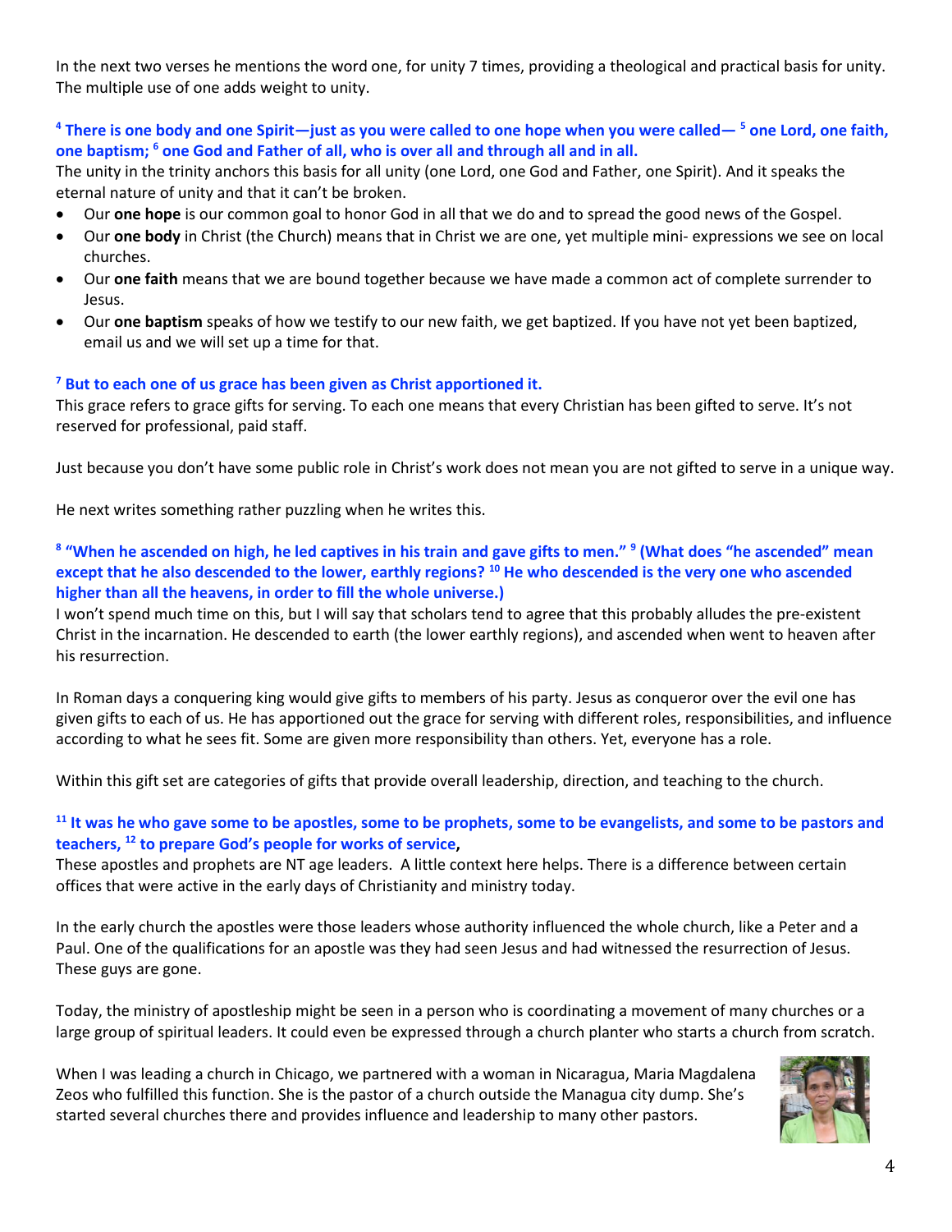In the next two verses he mentions the word one, for unity 7 times, providing a theological and practical basis for unity. The multiple use of one adds weight to unity.

**[4] There is one body and one Spirit—just as you were called to one hope when you were called— [5] one Lord, one faith, one baptism; [6] one God and Father of all, who is over all and through all and in all.**

The unity in the trinity anchors this basis for all unity (one Lord, one God and Father, one Spirit). And it speaks the eternal nature of unity and that it can't be broken.

- Our **one hope** is our common goal to honor God in all that we do and to spread the good news of the Gospel.
- Our **one body** in Christ (the Church) means that in Christ we are one, yet multiple mini- expressions we see on local churches.
- Our **one faith** means that we are bound together because we have made a common act of complete surrender to Jesus.
- Our **one baptism** speaks of how we testify to our new faith, we get baptized. If you have not yet been baptized, email us and we will set up a time for that.

**[7] But to each one of us grace has been given as Christ apportioned it.**

This grace refers to grace gifts for serving. To each one means that every Christian has been gifted to serve. It's not reserved for professional, paid staff.

Just because you don't have some public role in Christ's work does not mean you are not gifted to serve in a unique way.

He next writes something rather puzzling when he writes this.

**[8] "When he ascended on high, he led captives in his train and gave gifts to men." [9] (What does "he ascended" mean except that he also descended to the lower, earthly regions? [10] He who descended is the very one who ascended higher than all the heavens, in order to fill the whole universe.)**

I won't spend much time on this, but I will say that scholars tend to agree that this probably alludes the pre-existent Christ in the incarnation. He descended to earth (the lower earthly regions), and ascended when went to heaven after his resurrection.

In Roman days a conquering king would give gifts to members of his party. Jesus as conqueror over the evil one has given gifts to each of us. He has apportioned out the grace for serving with different roles, responsibilities, and influence according to what he sees fit. Some are given more responsibility than others. Yet, everyone has a role.

Within this gift set are categories of gifts that provide overall leadership, direction, and teaching to the church.

**[11] It was he who gave some to be apostles, some to be prophets, some to be evangelists, and some to be pastors and teachers, [12] to prepare God's people for works of service,**

These apostles and prophets are NT age leaders. A little context here helps. There is a difference between certain offices that were active in the early days of Christianity and ministry today.

In the early church the apostles were those leaders whose authority influenced the whole church, like a Peter and a Paul. One of the qualifications for an apostle was they had seen Jesus and had witnessed the resurrection of Jesus. These guys are gone.

Today, the ministry of apostleship might be seen in a person who is coordinating a movement of many churches or a large group of spiritual leaders. It could even be expressed through a church planter who starts a church from scratch.

When I was leading a church in Chicago, we partnered with a woman in Nicaragua, Maria Magdalena Zeos who fulfilled this function. She is the pastor of a church outside the Managua city dump. She's started several churches there and provides influence and leadership to many other pastors.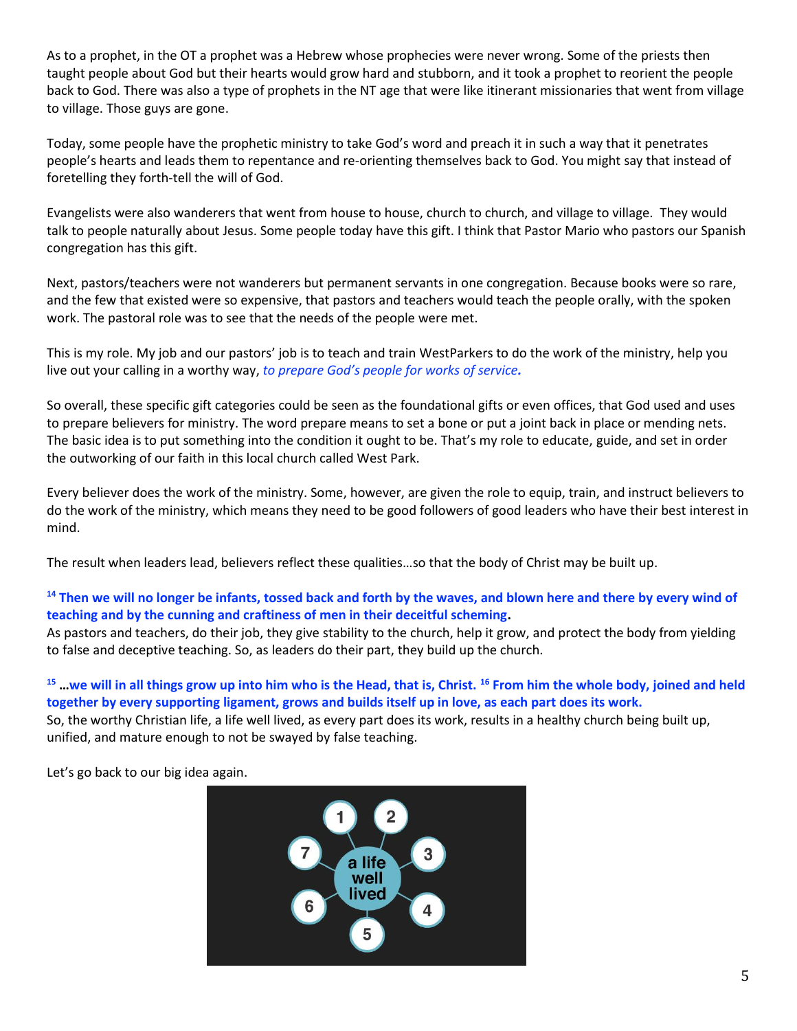As to a prophet, in the OT a prophet was a Hebrew whose prophecies were never wrong. Some of the priests then taught people about God but their hearts would grow hard and stubborn, and it took a prophet to reorient the people back to God. There was also a type of prophets in the NT age that were like itinerant missionaries that went from village to village. Those guys are gone.

Today, some people have the prophetic ministry to take God's word and preach it in such a way that it penetrates people's hearts and leads them to repentance and re-orienting themselves back to God. You might say that instead of foretelling they forth-tell the will of God.

Evangelists were also wanderers that went from house to house, church to church, and village to village. They would talk to people naturally about Jesus. Some people today have this gift. I think that Pastor Mario who pastors our Spanish congregation has this gift.

Next, pastors/teachers were not wanderers but permanent servants in one congregation. Because books were so rare, and the few that existed were so expensive, that pastors and teachers would teach the people orally, with the spoken work. The pastoral role was to see that the needs of the people were met.

This is my role. My job and our pastors' job is to teach and train WestParkers to do the work of the ministry, help you live out your calling in a worthy way, *to prepare God's people for works of service*.

So overall, these specific gift categories could be seen as the foundational gifts or even offices, that God used and uses to prepare believers for ministry. The word prepare means to set a bone or put a joint back in place or mending nets. The basic idea is to put something into the condition it ought to be. That's my role to educate, guide, and set in order the outworking of our faith in this local church called West Park.

Every believer does the work of the ministry. Some, however, are given the role to equip, train, and instruct believers to do the work of the ministry, which means they need to be good followers of good leaders who have their best interest in mind.

The result when leaders lead, believers reflect these qualities…so that the body of Christ may be built up.

**[14] Then we will no longer be infants, tossed back and forth by the waves, and blown here and there by every wind of teaching and by the cunning and craftiness of men in their deceitful scheming.**
As pastors and teachers, do their job, they give stability to the church, help it grow, and protect the body from yielding to false and deceptive teaching. So, as leaders do their part, they build up the church.

**[15] …we will in all things grow up into him who is the Head, that is, Christ. [16] From him the whole body, joined and held together by every supporting ligament, grows and builds itself up in love, as each part does its work.**
So, the worthy Christian life, a life well lived, as every part does its work, results in a healthy church being built up, unified, and mature enough to not be swayed by false teaching.

Let's go back to our big idea again.

a life well lived

1 2 3 4 5 6 7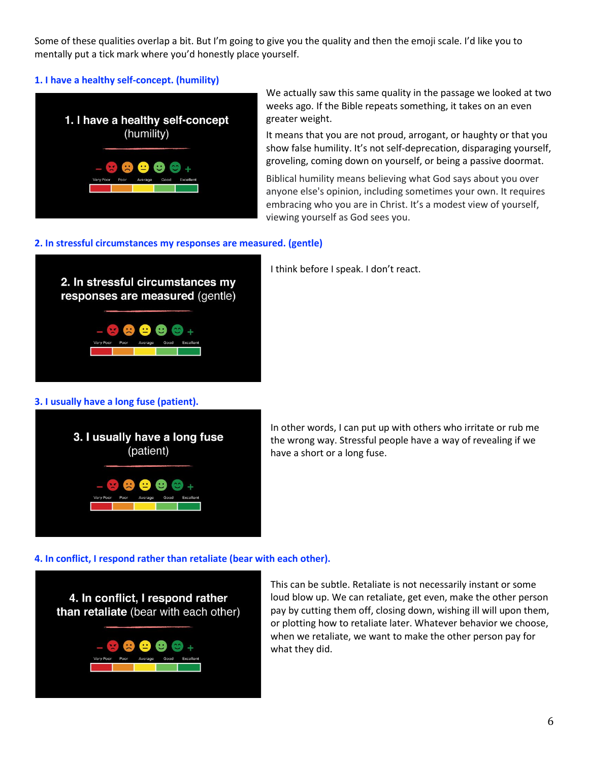Some of these qualities overlap a bit. But I'm going to give you the quality and then the emoji scale. I'd like you to mentally put a tick mark where you'd honestly place yourself.

### 1. I have a healthy self-concept. (humility)

We actually saw this same quality in the passage we looked at two weeks ago. If the Bible repeats something, it takes on an even greater weight.

It means that you are not proud, arrogant, or haughty or that you show false humility. It's not self-deprecation, disparaging yourself, groveling, coming down on yourself, or being a passive doormat.

Biblical humility means believing what God says about you over anyone else's opinion, including sometimes your own. It requires embracing who you are in Christ. It's a modest view of yourself, viewing yourself as God sees you.

### 2. In stressful circumstances my responses are measured. (gentle)

I think before I speak. I don't react.

### 3. I usually have a long fuse (patient).

In other words, I can put up with others who irritate or rub me the wrong way. Stressful people have a way of revealing if we have a short or a long fuse.

### 4. In conflict, I respond rather than retaliate (bear with each other).

This can be subtle. Retaliate is not necessarily instant or some loud blow up. We can retaliate, get even, make the other person pay by cutting them off, closing down, wishing ill will upon them, or plotting how to retaliate later. Whatever behavior we choose, when we retaliate, we want to make the other person pay for what they did.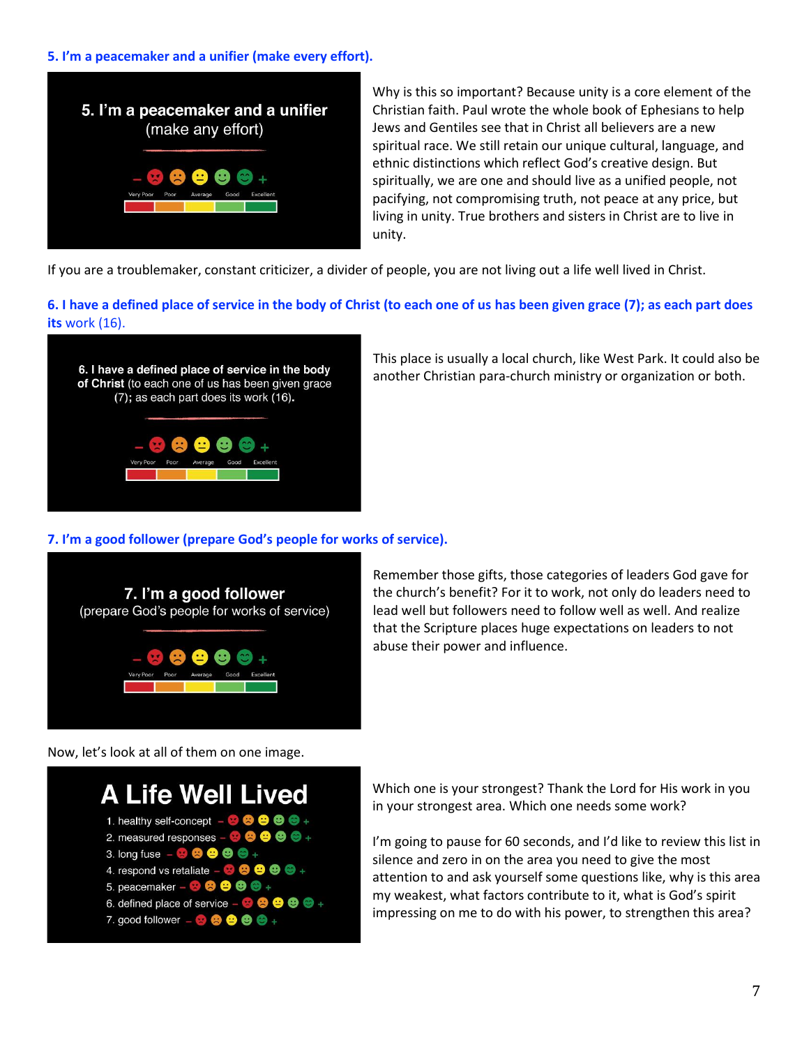### 5. I'm a peacemaker and a unifier (make every effort).

5. I'm a peacemaker and a unifier
(make any effort)

– Very Poor Poor Average Good Excellent +

Why is this so important? Because unity is a core element of the Christian faith. Paul wrote the whole book of Ephesians to help Jews and Gentiles see that in Christ all believers are a new spiritual race. We still retain our unique cultural, language, and ethnic distinctions which reflect God's creative design. But spiritually, we are one and should live as a unified people, not pacifying, not compromising truth, not peace at any price, but living in unity. True brothers and sisters in Christ are to live in unity.

If you are a troublemaker, constant criticizer, a divider of people, you are not living out a life well lived in Christ.

### 6. I have a defined place of service in the body of Christ (to each one of us has been given grace (7); as each part does its work (16).

**6. I have a defined place of service in the body of Christ** (to each one of us has been given grace (7); as each part does its work (16).

– Very Poor Poor Average Good Excellent +

This place is usually a local church, like West Park. It could also be another Christian para-church ministry or organization or both.

### 7. I'm a good follower (prepare God's people for works of service).

7. I'm a good follower
(prepare God's people for works of service)

– Very Poor Poor Average Good Excellent +

Remember those gifts, those categories of leaders God gave for the church's benefit? For it to work, not only do leaders need to lead well but followers need to follow well as well. And realize that the Scripture places huge expectations on leaders to not abuse their power and influence.

Now, let's look at all of them on one image.

**A Life Well Lived**

1. healthy self-concept – +
2. measured responses – +
3. long fuse – +
4. respond vs retaliate – +
5. peacemaker – +
6. defined place of service – +
7. good follower – +

Which one is your strongest? Thank the Lord for His work in you in your strongest area. Which one needs some work?

I'm going to pause for 60 seconds, and I'd like to review this list in silence and zero in on the area you need to give the most attention to and ask yourself some questions like, why is this area my weakest, what factors contribute to it, what is God's spirit impressing on me to do with his power, to strengthen this area?